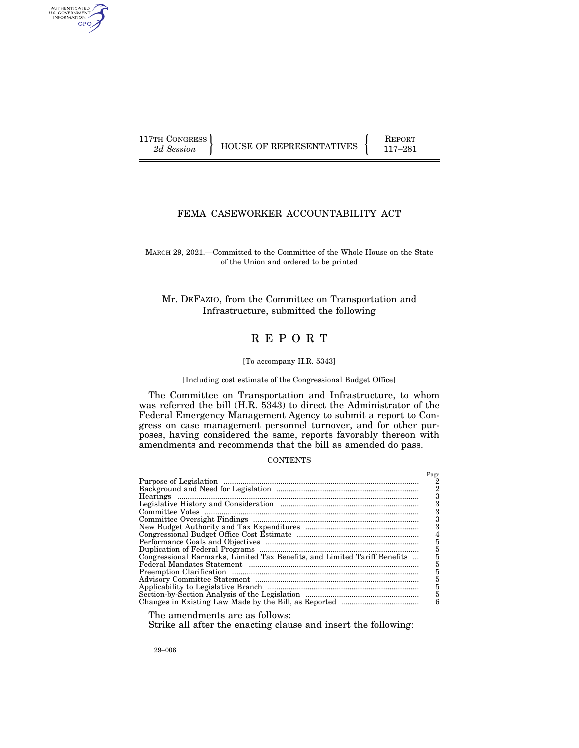117TH CONGRESS 2d Session | HOUSE OF REPRESENTATIVES | REPORT 117–281

# FEMA CASEWORKER ACCOUNTABILITY ACT

MARCH 29, 2021.—Committed to the Committee of the Whole House on the State of the Union and ordered to be printed

Mr. DEFAZIO, from the Committee on Transportation and Infrastructure, submitted the following

# R E P O R T

[To accompany H.R. 5343]

[Including cost estimate of the Congressional Budget Office]

The Committee on Transportation and Infrastructure, to whom was referred the bill (H.R. 5343) to direct the Administrator of the Federal Emergency Management Agency to submit a report to Congress on case management personnel turnover, and for other purposes, having considered the same, reports favorably thereon with amendments and recommends that the bill as amended do pass.

CONTENTS

| | Page |
|---|---|
| Purpose of Legislation | 2 |
| Background and Need for Legislation | 2 |
| Hearings | 3 |
| Legislative History and Consideration | 3 |
| Committee Votes | 3 |
| Committee Oversight Findings | 3 |
| New Budget Authority and Tax Expenditures | 3 |
| Congressional Budget Office Cost Estimate | 4 |
| Performance Goals and Objectives | 5 |
| Duplication of Federal Programs | 5 |
| Congressional Earmarks, Limited Tax Benefits, and Limited Tariff Benefits | 5 |
| Federal Mandates Statement | 5 |
| Preemption Clarification | 5 |
| Advisory Committee Statement | 5 |
| Applicability to Legislative Branch | 5 |
| Section-by-Section Analysis of the Legislation | 5 |
| Changes in Existing Law Made by the Bill, as Reported | 6 |

The amendments are as follows:

Strike all after the enacting clause and insert the following:

29–006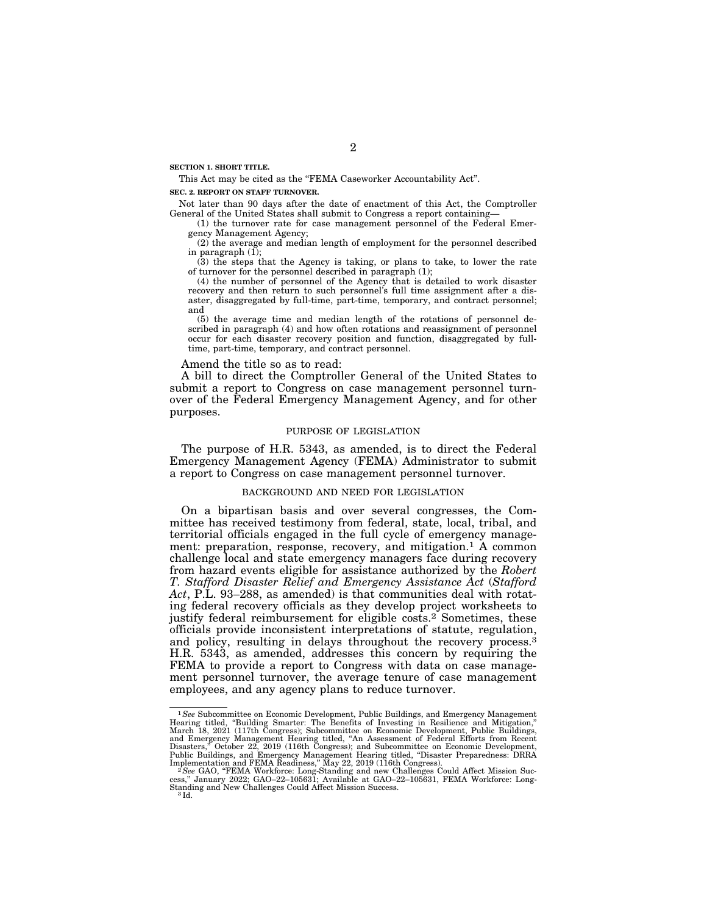**SECTION 1. SHORT TITLE.**

This Act may be cited as the "FEMA Caseworker Accountability Act".

**SEC. 2. REPORT ON STAFF TURNOVER.**

Not later than 90 days after the date of enactment of this Act, the Comptroller General of the United States shall submit to Congress a report containing—

(1) the turnover rate for case management personnel of the Federal Emergency Management Agency;

(2) the average and median length of employment for the personnel described in paragraph (1);

(3) the steps that the Agency is taking, or plans to take, to lower the rate of turnover for the personnel described in paragraph (1);

(4) the number of personnel of the Agency that is detailed to work disaster recovery and then return to such personnel's full time assignment after a disaster, disaggregated by full-time, part-time, temporary, and contract personnel; and

(5) the average time and median length of the rotations of personnel described in paragraph (4) and how often rotations and reassignment of personnel occur for each disaster recovery position and function, disaggregated by full-time, part-time, temporary, and contract personnel.

Amend the title so as to read:

A bill to direct the Comptroller General of the United States to submit a report to Congress on case management personnel turnover of the Federal Emergency Management Agency, and for other purposes.

## PURPOSE OF LEGISLATION

The purpose of H.R. 5343, as amended, is to direct the Federal Emergency Management Agency (FEMA) Administrator to submit a report to Congress on case management personnel turnover.

## BACKGROUND AND NEED FOR LEGISLATION

On a bipartisan basis and over several congresses, the Committee has received testimony from federal, state, local, tribal, and territorial officials engaged in the full cycle of emergency management: preparation, response, recovery, and mitigation.[1] A common challenge local and state emergency managers face during recovery from hazard events eligible for assistance authorized by the *Robert T. Stafford Disaster Relief and Emergency Assistance Act* (*Stafford Act*, P.L. 93–288, as amended) is that communities deal with rotating federal recovery officials as they develop project worksheets to justify federal reimbursement for eligible costs.[2] Sometimes, these officials provide inconsistent interpretations of statute, regulation, and policy, resulting in delays throughout the recovery process.[3] H.R. 5343, as amended, addresses this concern by requiring the FEMA to provide a report to Congress with data on case management personnel turnover, the average tenure of case management employees, and any agency plans to reduce turnover.

---

[1] *See* Subcommittee on Economic Development, Public Buildings, and Emergency Management Hearing titled, "Building Smarter: The Benefits of Investing in Resilience and Mitigation," March 18, 2021 (117th Congress); Subcommittee on Economic Development, Public Buildings, and Emergency Management Hearing titled, "An Assessment of Federal Efforts from Recent Disasters," October 22, 2019 (116th Congress); and Subcommittee on Economic Development, Public Buildings, and Emergency Management Hearing titled, "Disaster Preparedness: DRRA Implementation and FEMA Readiness," May 22, 2019 (116th Congress).

[2] *See* GAO, "FEMA Workforce: Long-Standing and new Challenges Could Affect Mission Success," January 2022; GAO–22–105631; Available at GAO–22–105631, FEMA Workforce: Long-Standing and New Challenges Could Affect Mission Success.

[3] Id.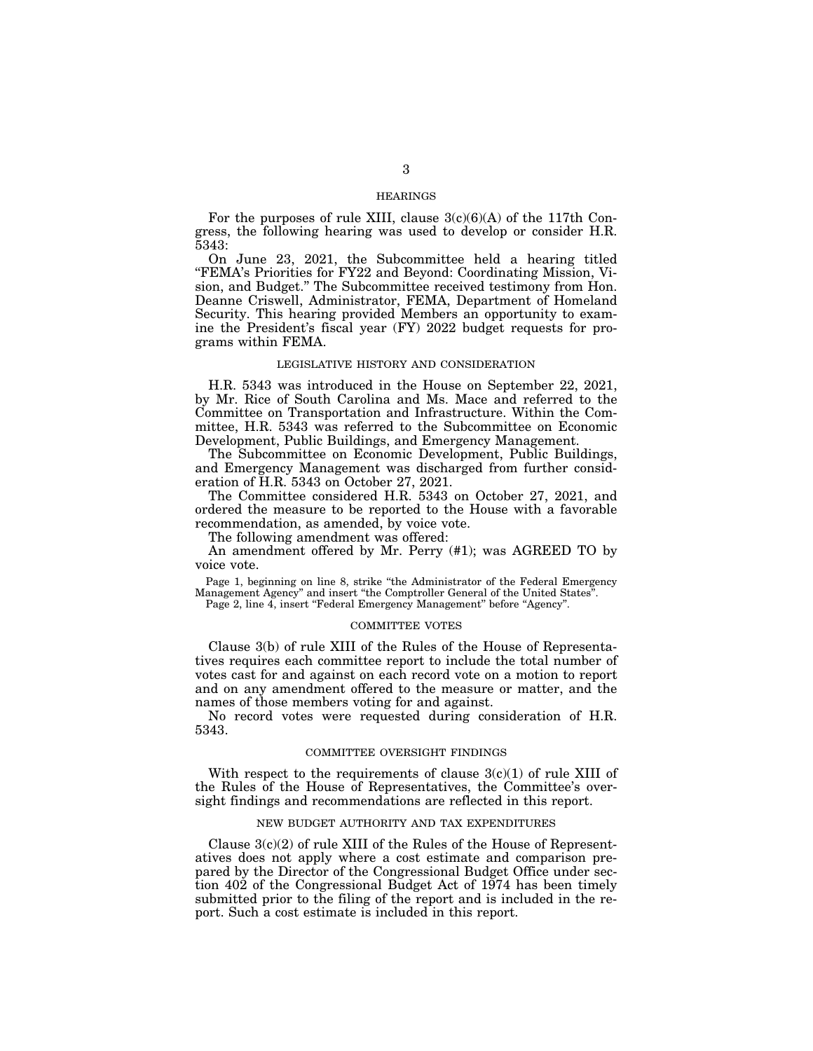## HEARINGS

For the purposes of rule XIII, clause 3(c)(6)(A) of the 117th Congress, the following hearing was used to develop or consider H.R. 5343:

On June 23, 2021, the Subcommittee held a hearing titled "FEMA's Priorities for FY22 and Beyond: Coordinating Mission, Vision, and Budget." The Subcommittee received testimony from Hon. Deanne Criswell, Administrator, FEMA, Department of Homeland Security. This hearing provided Members an opportunity to examine the President's fiscal year (FY) 2022 budget requests for programs within FEMA.

## LEGISLATIVE HISTORY AND CONSIDERATION

H.R. 5343 was introduced in the House on September 22, 2021, by Mr. Rice of South Carolina and Ms. Mace and referred to the Committee on Transportation and Infrastructure. Within the Committee, H.R. 5343 was referred to the Subcommittee on Economic Development, Public Buildings, and Emergency Management.

The Subcommittee on Economic Development, Public Buildings, and Emergency Management was discharged from further consideration of H.R. 5343 on October 27, 2021.

The Committee considered H.R. 5343 on October 27, 2021, and ordered the measure to be reported to the House with a favorable recommendation, as amended, by voice vote.

The following amendment was offered:

An amendment offered by Mr. Perry (#1); was AGREED TO by voice vote.

Page 1, beginning on line 8, strike "the Administrator of the Federal Emergency Management Agency" and insert "the Comptroller General of the United States".

Page 2, line 4, insert "Federal Emergency Management" before "Agency".

## COMMITTEE VOTES

Clause 3(b) of rule XIII of the Rules of the House of Representatives requires each committee report to include the total number of votes cast for and against on each record vote on a motion to report and on any amendment offered to the measure or matter, and the names of those members voting for and against.

No record votes were requested during consideration of H.R. 5343.

## COMMITTEE OVERSIGHT FINDINGS

With respect to the requirements of clause 3(c)(1) of rule XIII of the Rules of the House of Representatives, the Committee's oversight findings and recommendations are reflected in this report.

## NEW BUDGET AUTHORITY AND TAX EXPENDITURES

Clause 3(c)(2) of rule XIII of the Rules of the House of Representatives does not apply where a cost estimate and comparison prepared by the Director of the Congressional Budget Office under section 402 of the Congressional Budget Act of 1974 has been timely submitted prior to the filing of the report and is included in the report. Such a cost estimate is included in this report.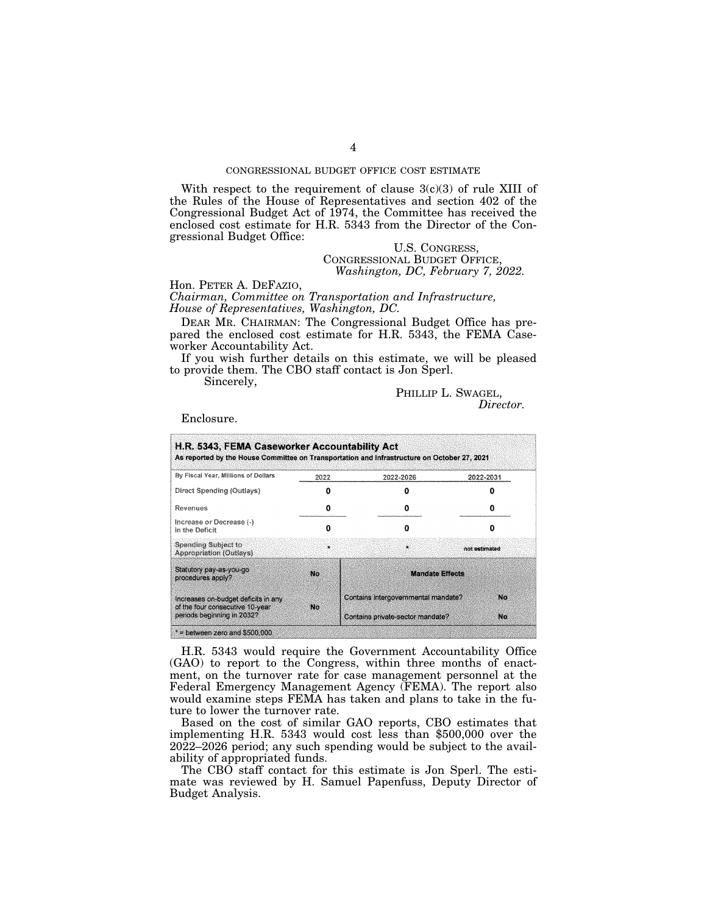CONGRESSIONAL BUDGET OFFICE COST ESTIMATE

With respect to the requirement of clause 3(c)(3) of rule XIII of the Rules of the House of Representatives and section 402 of the Congressional Budget Act of 1974, the Committee has received the enclosed cost estimate for H.R. 5343 from the Director of the Congressional Budget Office:

U.S. CONGRESS,
CONGRESSIONAL BUDGET OFFICE,
*Washington, DC, February 7, 2022.*

Hon. PETER A. DEFAZIO,
*Chairman, Committee on Transportation and Infrastructure, House of Representatives, Washington, DC.*

DEAR MR. CHAIRMAN: The Congressional Budget Office has prepared the enclosed cost estimate for H.R. 5343, the FEMA Caseworker Accountability Act.

If you wish further details on this estimate, we will be pleased to provide them. The CBO staff contact is Jon Sperl.

Sincerely,

PHILLIP L. SWAGEL,
*Director.*

Enclosure.

**H.R. 5343, FEMA Caseworker Accountability Act**
**As reported by the House Committee on Transportation and Infrastructure on October 27, 2021**

| By Fiscal Year, Millions of Dollars | 2022 | 2022-2026 | 2022-2031 |
|---|---|---|---|
| Direct Spending (Outlays) | 0 | 0 | 0 |
| Revenues | 0 | 0 | 0 |
| Increase or Decrease (-) in the Deficit | 0 | 0 | 0 |
| Spending Subject to Appropriation (Outlays) | * | * | not estimated |

| | | Mandate Effects | |
|---|---|---|---|
| Statutory pay-as-you-go procedures apply? | No | | |
| Increases on-budget deficits in any of the four consecutive 10-year periods beginning in 2032? | No | Contains intergovernmental mandate? | No |
| | | Contains private-sector mandate? | No |

* = between zero and $500,000.

H.R. 5343 would require the Government Accountability Office (GAO) to report to the Congress, within three months of enactment, on the turnover rate for case management personnel at the Federal Emergency Management Agency (FEMA). The report also would examine steps FEMA has taken and plans to take in the future to lower the turnover rate.

Based on the cost of similar GAO reports, CBO estimates that implementing H.R. 5343 would cost less than $500,000 over the 2022–2026 period; any such spending would be subject to the availability of appropriated funds.

The CBO staff contact for this estimate is Jon Sperl. The estimate was reviewed by H. Samuel Papenfuss, Deputy Director of Budget Analysis.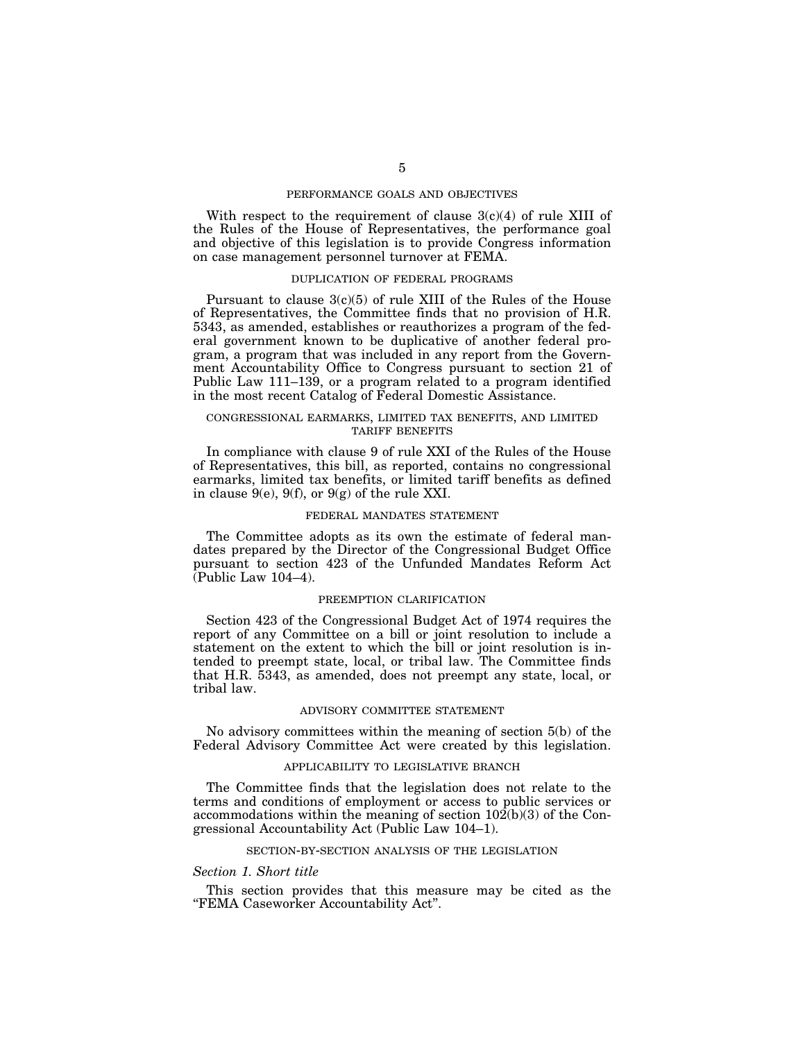## PERFORMANCE GOALS AND OBJECTIVES

With respect to the requirement of clause 3(c)(4) of rule XIII of the Rules of the House of Representatives, the performance goal and objective of this legislation is to provide Congress information on case management personnel turnover at FEMA.

## DUPLICATION OF FEDERAL PROGRAMS

Pursuant to clause 3(c)(5) of rule XIII of the Rules of the House of Representatives, the Committee finds that no provision of H.R. 5343, as amended, establishes or reauthorizes a program of the federal government known to be duplicative of another federal program, a program that was included in any report from the Government Accountability Office to Congress pursuant to section 21 of Public Law 111–139, or a program related to a program identified in the most recent Catalog of Federal Domestic Assistance.

## CONGRESSIONAL EARMARKS, LIMITED TAX BENEFITS, AND LIMITED TARIFF BENEFITS

In compliance with clause 9 of rule XXI of the Rules of the House of Representatives, this bill, as reported, contains no congressional earmarks, limited tax benefits, or limited tariff benefits as defined in clause 9(e), 9(f), or 9(g) of the rule XXI.

## FEDERAL MANDATES STATEMENT

The Committee adopts as its own the estimate of federal mandates prepared by the Director of the Congressional Budget Office pursuant to section 423 of the Unfunded Mandates Reform Act (Public Law 104–4).

## PREEMPTION CLARIFICATION

Section 423 of the Congressional Budget Act of 1974 requires the report of any Committee on a bill or joint resolution to include a statement on the extent to which the bill or joint resolution is intended to preempt state, local, or tribal law. The Committee finds that H.R. 5343, as amended, does not preempt any state, local, or tribal law.

## ADVISORY COMMITTEE STATEMENT

No advisory committees within the meaning of section 5(b) of the Federal Advisory Committee Act were created by this legislation.

## APPLICABILITY TO LEGISLATIVE BRANCH

The Committee finds that the legislation does not relate to the terms and conditions of employment or access to public services or accommodations within the meaning of section 102(b)(3) of the Congressional Accountability Act (Public Law 104–1).

## SECTION-BY-SECTION ANALYSIS OF THE LEGISLATION

### *Section 1. Short title*

This section provides that this measure may be cited as the "FEMA Caseworker Accountability Act".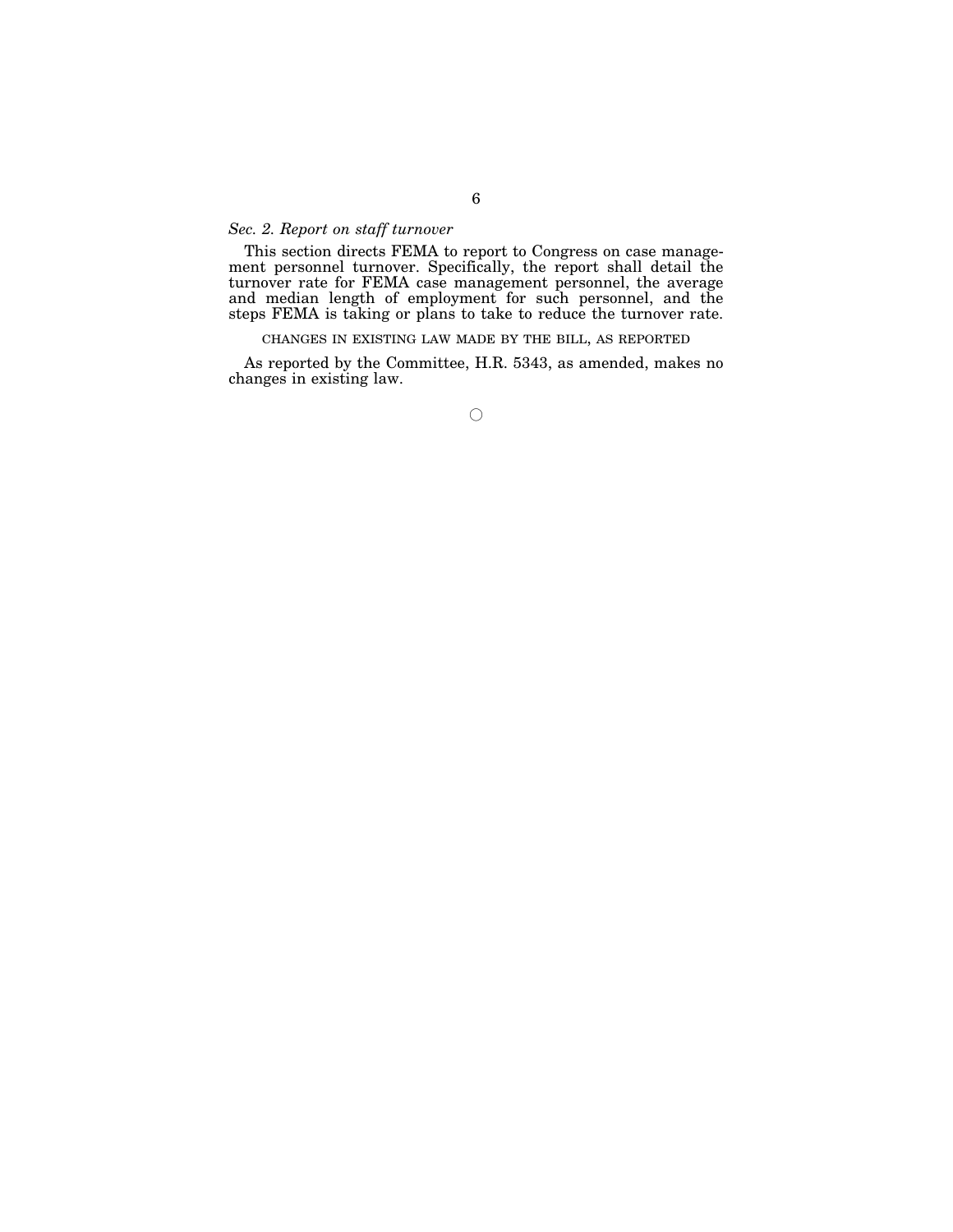*Sec. 2. Report on staff turnover*

This section directs FEMA to report to Congress on case management personnel turnover. Specifically, the report shall detail the turnover rate for FEMA case management personnel, the average and median length of employment for such personnel, and the steps FEMA is taking or plans to take to reduce the turnover rate.

CHANGES IN EXISTING LAW MADE BY THE BILL, AS REPORTED

As reported by the Committee, H.R. 5343, as amended, makes no changes in existing law.

○